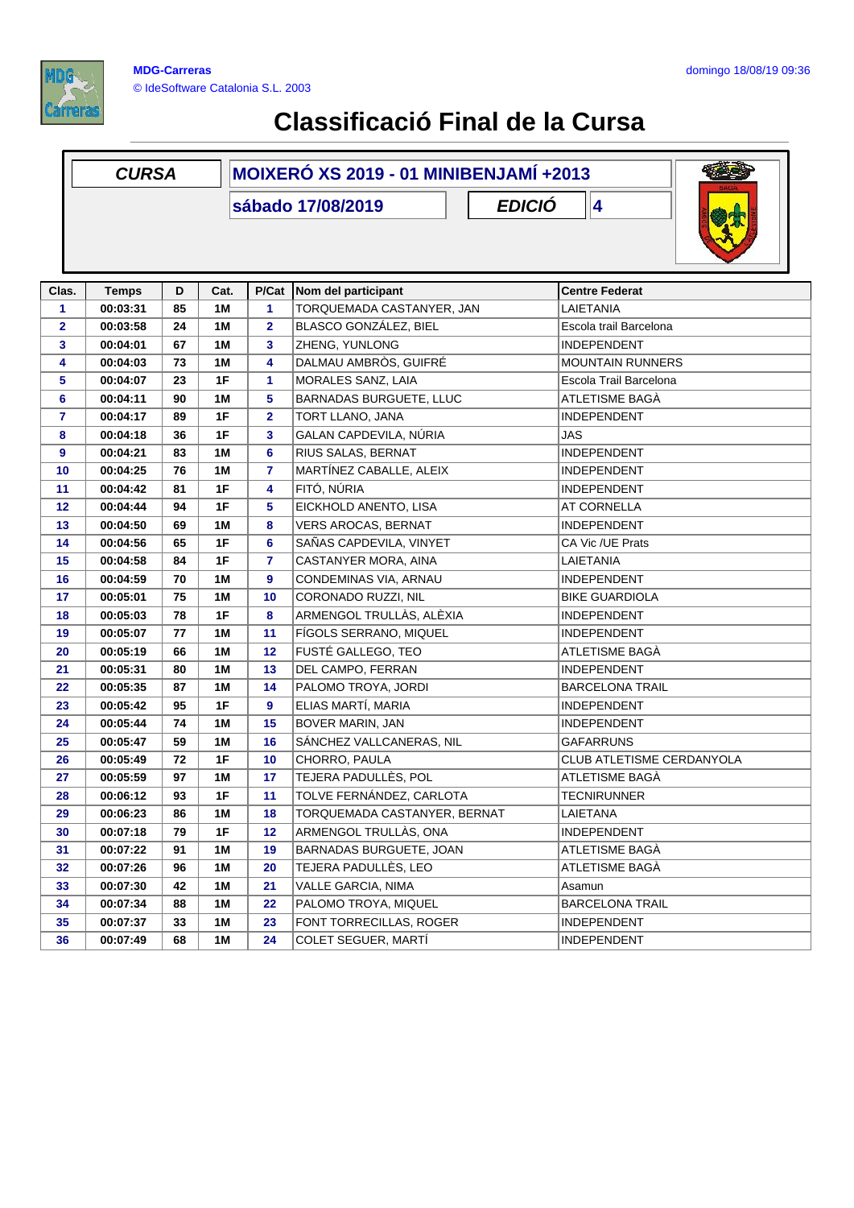MDG-Carreras

© IdeSoftware Catalonia S.L. 2003

domingo 18/08/19 09:36

# Classificació Final de la Cursa

| CURSA | MOIXERÓ XS 2019 - 01 MINIBENJAMÍ +2013 |
|---|---|
| | sábado 17/08/2019 |
| EDICIÓ | 4 |

| Clas. | Temps | D | Cat. | P/Cat | Nom del participant | Centre Federat |
|---|---|---|---|---|---|---|
| 1 | 00:03:31 | 85 | 1M | 1 | TORQUEMADA CASTANYER, JAN | LAIETANIA |
| 2 | 00:03:58 | 24 | 1M | 2 | BLASCO GONZÁLEZ, BIEL | Escola trail Barcelona |
| 3 | 00:04:01 | 67 | 1M | 3 | ZHENG, YUNLONG | INDEPENDENT |
| 4 | 00:04:03 | 73 | 1M | 4 | DALMAU AMBRÒS, GUIFRÉ | MOUNTAIN RUNNERS |
| 5 | 00:04:07 | 23 | 1F | 1 | MORALES SANZ, LAIA | Escola Trail Barcelona |
| 6 | 00:04:11 | 90 | 1M | 5 | BARNADAS BURGUETE, LLUC | ATLETISME BAGÀ |
| 7 | 00:04:17 | 89 | 1F | 2 | TORT LLANO, JANA | INDEPENDENT |
| 8 | 00:04:18 | 36 | 1F | 3 | GALAN CAPDEVILA, NÚRIA | JAS |
| 9 | 00:04:21 | 83 | 1M | 6 | RIUS SALAS, BERNAT | INDEPENDENT |
| 10 | 00:04:25 | 76 | 1M | 7 | MARTÍNEZ CABALLE, ALEIX | INDEPENDENT |
| 11 | 00:04:42 | 81 | 1F | 4 | FITÓ, NÚRIA | INDEPENDENT |
| 12 | 00:04:44 | 94 | 1F | 5 | EICKHOLD ANENTO, LISA | AT CORNELLA |
| 13 | 00:04:50 | 69 | 1M | 8 | VERS AROCAS, BERNAT | INDEPENDENT |
| 14 | 00:04:56 | 65 | 1F | 6 | SAÑAS CAPDEVILA, VINYET | CA Vic /UE Prats |
| 15 | 00:04:58 | 84 | 1F | 7 | CASTANYER MORA, AINA | LAIETANIA |
| 16 | 00:04:59 | 70 | 1M | 9 | CONDEMINAS VIA, ARNAU | INDEPENDENT |
| 17 | 00:05:01 | 75 | 1M | 10 | CORONADO RUZZI, NIL | BIKE GUARDIOLA |
| 18 | 00:05:03 | 78 | 1F | 8 | ARMENGOL TRULLÀS, ALÈXIA | INDEPENDENT |
| 19 | 00:05:07 | 77 | 1M | 11 | FÍGOLS SERRANO, MIQUEL | INDEPENDENT |
| 20 | 00:05:19 | 66 | 1M | 12 | FUSTÉ GALLEGO, TEO | ATLETISME BAGÀ |
| 21 | 00:05:31 | 80 | 1M | 13 | DEL CAMPO, FERRAN | INDEPENDENT |
| 22 | 00:05:35 | 87 | 1M | 14 | PALOMO TROYA, JORDI | BARCELONA TRAIL |
| 23 | 00:05:42 | 95 | 1F | 9 | ELIAS MARTÍ, MARIA | INDEPENDENT |
| 24 | 00:05:44 | 74 | 1M | 15 | BOVER MARIN, JAN | INDEPENDENT |
| 25 | 00:05:47 | 59 | 1M | 16 | SÁNCHEZ VALLCANERAS, NIL | GAFARRUNS |
| 26 | 00:05:49 | 72 | 1F | 10 | CHORRO, PAULA | CLUB ATLETISME CERDANYOLA |
| 27 | 00:05:59 | 97 | 1M | 17 | TEJERA PADULLÈS, POL | ATLETISME BAGÀ |
| 28 | 00:06:12 | 93 | 1F | 11 | TOLVE FERNÁNDEZ, CARLOTA | TECNIRUNNER |
| 29 | 00:06:23 | 86 | 1M | 18 | TORQUEMADA CASTANYER, BERNAT | LAIETANA |
| 30 | 00:07:18 | 79 | 1F | 12 | ARMENGOL TRULLÀS, ONA | INDEPENDENT |
| 31 | 00:07:22 | 91 | 1M | 19 | BARNADAS BURGUETE, JOAN | ATLETISME BAGÀ |
| 32 | 00:07:26 | 96 | 1M | 20 | TEJERA PADULLÈS, LEO | ATLETISME BAGÀ |
| 33 | 00:07:30 | 42 | 1M | 21 | VALLE GARCIA, NIMA | Asamun |
| 34 | 00:07:34 | 88 | 1M | 22 | PALOMO TROYA, MIQUEL | BARCELONA TRAIL |
| 35 | 00:07:37 | 33 | 1M | 23 | FONT TORRECILLAS, ROGER | INDEPENDENT |
| 36 | 00:07:49 | 68 | 1M | 24 | COLET SEGUER, MARTÍ | INDEPENDENT |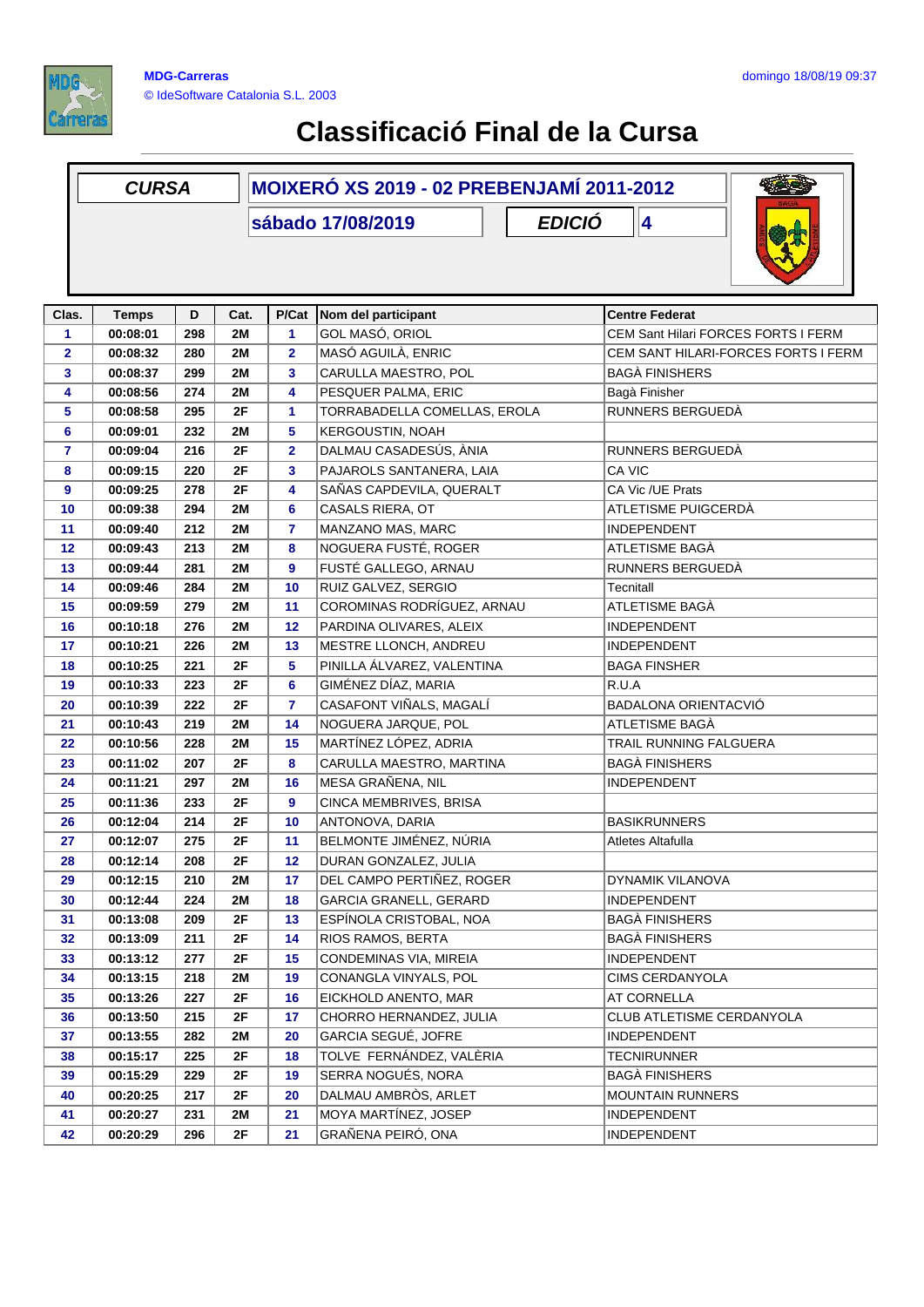MDG-Carreras
© IdeSoftware Catalonia S.L. 2003

domingo 18/08/19 09:37

# Classificació Final de la Cursa

| *CURSA* | MOIXERÓ XS 2019 - 02 PREBENJAMÍ 2011-2012 |
|---|---|
| | sábado 17/08/2019 |
| *EDICIÓ* | 4 |

| Clas. | Temps | D | Cat. | P/Cat | Nom del participant | Centre Federat |
|---|---|---|---|---|---|---|
| 1 | 00:08:01 | 298 | 2M | 1 | GOL MASÓ, ORIOL | CEM Sant Hilari FORCES FORTS I FERM |
| 2 | 00:08:32 | 280 | 2M | 2 | MASÓ AGUILÀ, ENRIC | CEM SANT HILARI-FORCES FORTS I FERM |
| 3 | 00:08:37 | 299 | 2M | 3 | CARULLA MAESTRO, POL | BAGÀ FINISHERS |
| 4 | 00:08:56 | 274 | 2M | 4 | PESQUER PALMA, ERIC | Bagà Finisher |
| 5 | 00:08:58 | 295 | 2F | 1 | TORRABADELLA COMELLAS, EROLA | RUNNERS BERGUEDÀ |
| 6 | 00:09:01 | 232 | 2M | 5 | KERGOUSTIN, NOAH | |
| 7 | 00:09:04 | 216 | 2F | 2 | DALMAU CASADESÚS, ÀNIA | RUNNERS BERGUEDÀ |
| 8 | 00:09:15 | 220 | 2F | 3 | PAJAROLS SANTANERA, LAIA | CA VIC |
| 9 | 00:09:25 | 278 | 2F | 4 | SAÑAS CAPDEVILA, QUERALT | CA Vic /UE Prats |
| 10 | 00:09:38 | 294 | 2M | 6 | CASALS RIERA, OT | ATLETISME PUIGCERDÀ |
| 11 | 00:09:40 | 212 | 2M | 7 | MANZANO MAS, MARC | INDEPENDENT |
| 12 | 00:09:43 | 213 | 2M | 8 | NOGUERA FUSTÉ, ROGER | ATLETISME BAGÀ |
| 13 | 00:09:44 | 281 | 2M | 9 | FUSTÉ GALLEGO, ARNAU | RUNNERS BERGUEDÀ |
| 14 | 00:09:46 | 284 | 2M | 10 | RUIZ GALVEZ, SERGIO | Tecnitall |
| 15 | 00:09:59 | 279 | 2M | 11 | COROMINAS RODRÍGUEZ, ARNAU | ATLETISME BAGÀ |
| 16 | 00:10:18 | 276 | 2M | 12 | PARDINA OLIVARES, ALEIX | INDEPENDENT |
| 17 | 00:10:21 | 226 | 2M | 13 | MESTRE LLONCH, ANDREU | INDEPENDENT |
| 18 | 00:10:25 | 221 | 2F | 5 | PINILLA ÁLVAREZ, VALENTINA | BAGA FINSHER |
| 19 | 00:10:33 | 223 | 2F | 6 | GIMÉNEZ DÍAZ, MARIA | R.U.A |
| 20 | 00:10:39 | 222 | 2F | 7 | CASAFONT VIÑALS, MAGALÍ | BADALONA ORIENTACVIÓ |
| 21 | 00:10:43 | 219 | 2M | 14 | NOGUERA JARQUE, POL | ATLETISME BAGÀ |
| 22 | 00:10:56 | 228 | 2M | 15 | MARTÍNEZ LÓPEZ, ADRIA | TRAIL RUNNING FALGUERA |
| 23 | 00:11:02 | 207 | 2F | 8 | CARULLA MAESTRO, MARTINA | BAGÀ FINISHERS |
| 24 | 00:11:21 | 297 | 2M | 16 | MESA GRAÑENA, NIL | INDEPENDENT |
| 25 | 00:11:36 | 233 | 2F | 9 | CINCA MEMBRIVES, BRISA | |
| 26 | 00:12:04 | 214 | 2F | 10 | ANTONOVA, DARIA | BASIKRUNNERS |
| 27 | 00:12:07 | 275 | 2F | 11 | BELMONTE JIMÉNEZ, NÚRIA | Atletes Altafulla |
| 28 | 00:12:14 | 208 | 2F | 12 | DURAN GONZALEZ, JULIA | |
| 29 | 00:12:15 | 210 | 2M | 17 | DEL CAMPO PERTIÑEZ, ROGER | DYNAMIK VILANOVA |
| 30 | 00:12:44 | 224 | 2M | 18 | GARCIA GRANELL, GERARD | INDEPENDENT |
| 31 | 00:13:08 | 209 | 2F | 13 | ESPÍNOLA CRISTOBAL, NOA | BAGÀ FINISHERS |
| 32 | 00:13:09 | 211 | 2F | 14 | RIOS RAMOS, BERTA | BAGÀ FINISHERS |
| 33 | 00:13:12 | 277 | 2F | 15 | CONDEMINAS VIA, MIREIA | INDEPENDENT |
| 34 | 00:13:15 | 218 | 2M | 19 | CONANGLA VINYALS, POL | CIMS CERDANYOLA |
| 35 | 00:13:26 | 227 | 2F | 16 | EICKHOLD ANENTO, MAR | AT CORNELLA |
| 36 | 00:13:50 | 215 | 2F | 17 | CHORRO HERNANDEZ, JULIA | CLUB ATLETISME CERDANYOLA |
| 37 | 00:13:55 | 282 | 2M | 20 | GARCIA SEGUÉ, JOFRE | INDEPENDENT |
| 38 | 00:15:17 | 225 | 2F | 18 | TOLVE FERNÁNDEZ, VALÈRIA | TECNIRUNNER |
| 39 | 00:15:29 | 229 | 2F | 19 | SERRA NOGUÉS, NORA | BAGÀ FINISHERS |
| 40 | 00:20:25 | 217 | 2F | 20 | DALMAU AMBRÒS, ARLET | MOUNTAIN RUNNERS |
| 41 | 00:20:27 | 231 | 2M | 21 | MOYA MARTÍNEZ, JOSEP | INDEPENDENT |
| 42 | 00:20:29 | 296 | 2F | 21 | GRAÑENA PEIRÓ, ONA | INDEPENDENT |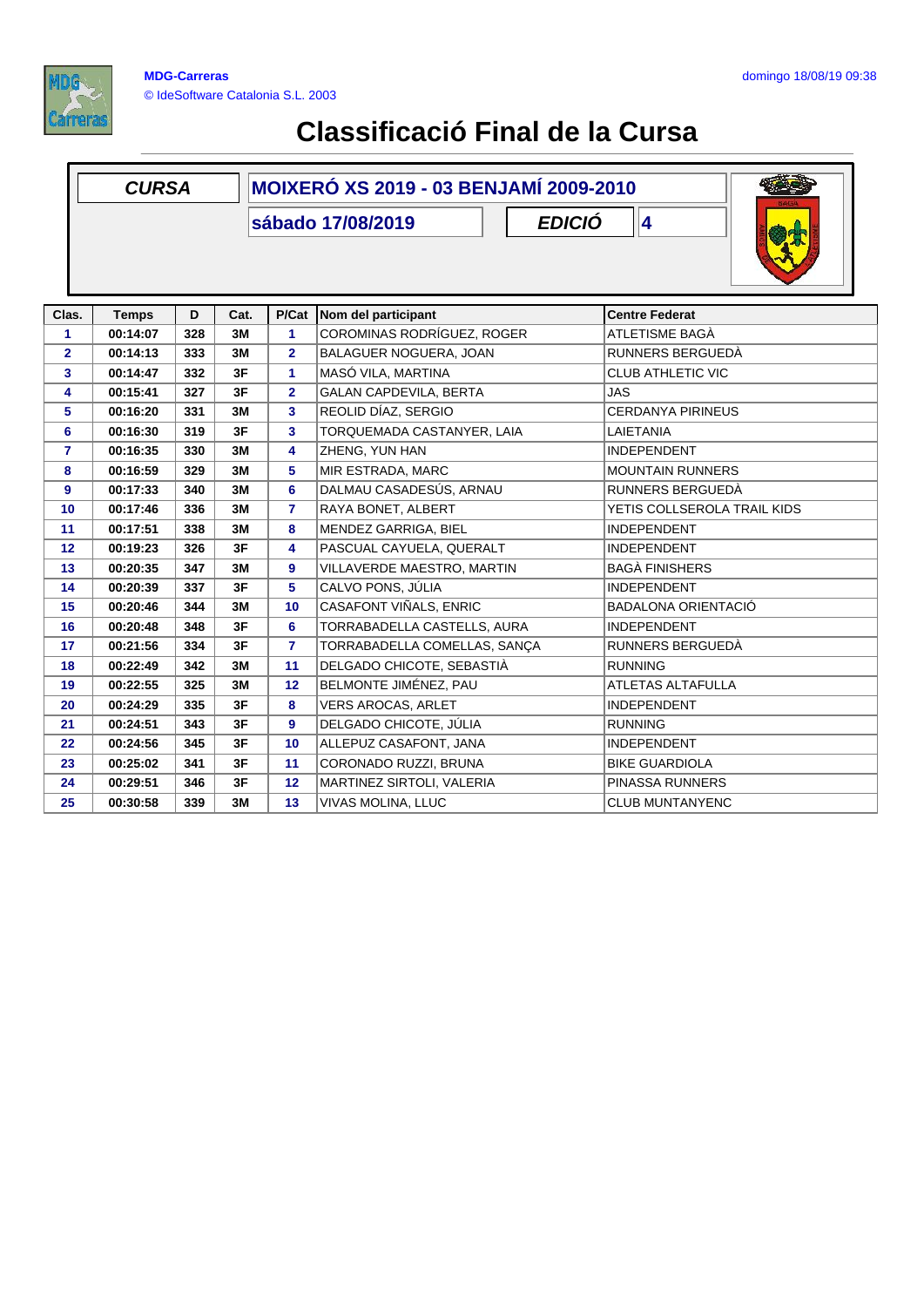# Classificació Final de la Cursa

| CURSA | MOIXERÓ XS 2019 - 03 BENJAMÍ 2009-2010 |
|---|---|
| | sábado 17/08/2019 |
| EDICIÓ | 4 |

| Clas. | Temps | D | Cat. | P/Cat | Nom del participant | Centre Federat |
|---|---|---|---|---|---|---|
| 1 | 00:14:07 | 328 | 3M | 1 | COROMINAS RODRÍGUEZ, ROGER | ATLETISME BAGÀ |
| 2 | 00:14:13 | 333 | 3M | 2 | BALAGUER NOGUERA, JOAN | RUNNERS BERGUEDÀ |
| 3 | 00:14:47 | 332 | 3F | 1 | MASÓ VILA, MARTINA | CLUB ATHLETIC VIC |
| 4 | 00:15:41 | 327 | 3F | 2 | GALAN CAPDEVILA, BERTA | JAS |
| 5 | 00:16:20 | 331 | 3M | 3 | REOLID DÍAZ, SERGIO | CERDANYA PIRINEUS |
| 6 | 00:16:30 | 319 | 3F | 3 | TORQUEMADA CASTANYER, LAIA | LAIETANIA |
| 7 | 00:16:35 | 330 | 3M | 4 | ZHENG, YUN HAN | INDEPENDENT |
| 8 | 00:16:59 | 329 | 3M | 5 | MIR ESTRADA, MARC | MOUNTAIN RUNNERS |
| 9 | 00:17:33 | 340 | 3M | 6 | DALMAU CASADESÚS, ARNAU | RUNNERS BERGUEDÀ |
| 10 | 00:17:46 | 336 | 3M | 7 | RAYA BONET, ALBERT | YETIS COLLSEROLA TRAIL KIDS |
| 11 | 00:17:51 | 338 | 3M | 8 | MENDEZ GARRIGA, BIEL | INDEPENDENT |
| 12 | 00:19:23 | 326 | 3F | 4 | PASCUAL CAYUELA, QUERALT | INDEPENDENT |
| 13 | 00:20:35 | 347 | 3M | 9 | VILLAVERDE MAESTRO, MARTIN | BAGÀ FINISHERS |
| 14 | 00:20:39 | 337 | 3F | 5 | CALVO PONS, JÚLIA | INDEPENDENT |
| 15 | 00:20:46 | 344 | 3M | 10 | CASAFONT VIÑALS, ENRIC | BADALONA ORIENTACIÓ |
| 16 | 00:20:48 | 348 | 3F | 6 | TORRABADELLA CASTELLS, AURA | INDEPENDENT |
| 17 | 00:21:56 | 334 | 3F | 7 | TORRABADELLA COMELLAS, SANÇA | RUNNERS BERGUEDÀ |
| 18 | 00:22:49 | 342 | 3M | 11 | DELGADO CHICOTE, SEBASTIÀ | RUNNING |
| 19 | 00:22:55 | 325 | 3M | 12 | BELMONTE JIMÉNEZ, PAU | ATLETAS ALTAFULLA |
| 20 | 00:24:29 | 335 | 3F | 8 | VERS AROCAS, ARLET | INDEPENDENT |
| 21 | 00:24:51 | 343 | 3F | 9 | DELGADO CHICOTE, JÚLIA | RUNNING |
| 22 | 00:24:56 | 345 | 3F | 10 | ALLEPUZ CASAFONT, JANA | INDEPENDENT |
| 23 | 00:25:02 | 341 | 3F | 11 | CORONADO RUZZI, BRUNA | BIKE GUARDIOLA |
| 24 | 00:29:51 | 346 | 3F | 12 | MARTINEZ SIRTOLI, VALERIA | PINASSA RUNNERS |
| 25 | 00:30:58 | 339 | 3M | 13 | VIVAS MOLINA, LLUC | CLUB MUNTANYENC |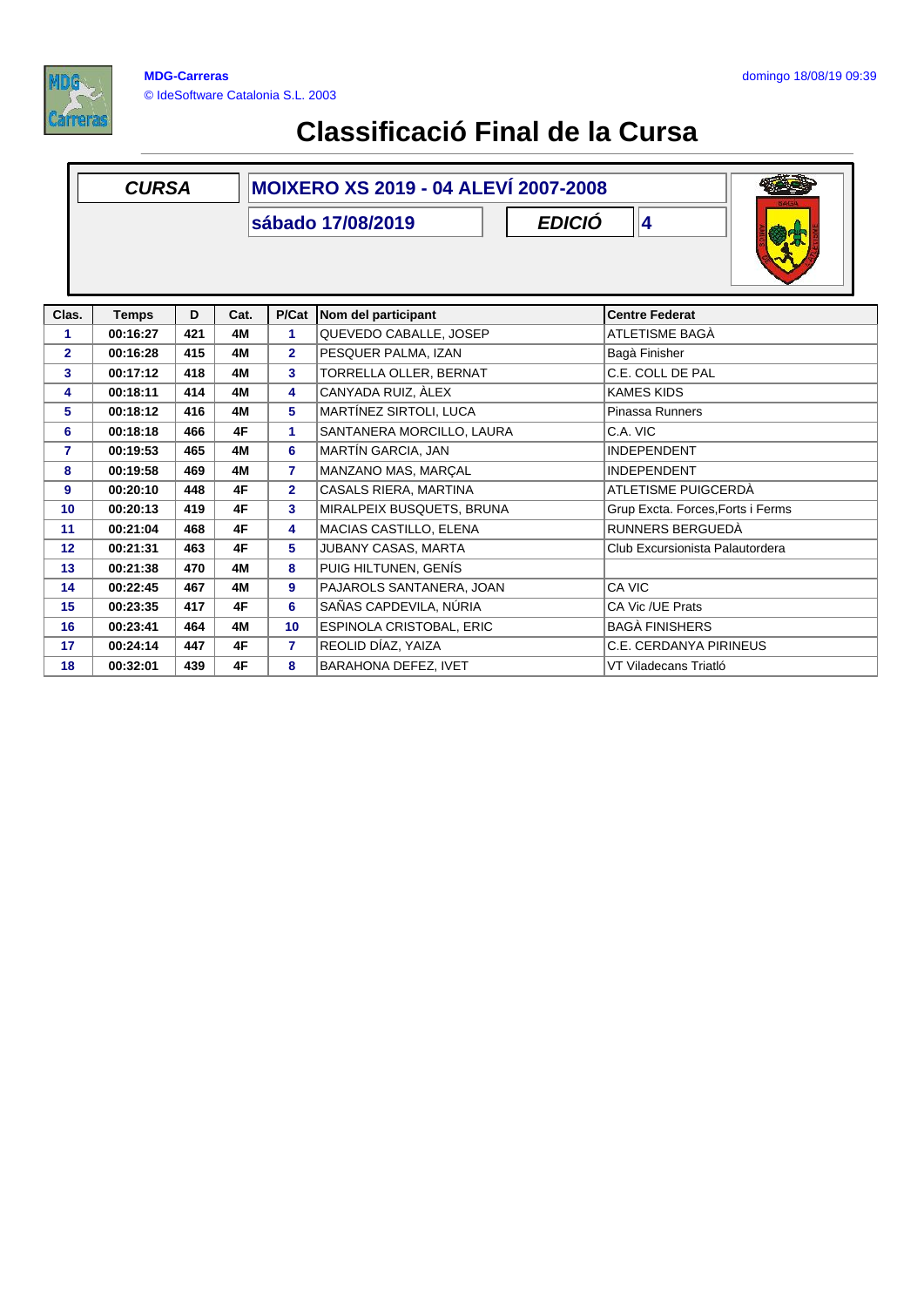MDG-Carreras
© IdeSoftware Catalonia S.L. 2003

domingo 18/08/19 09:39

# Classificació Final de la Cursa

| **CURSA** | **MOIXERO XS 2019 - 04 ALEVÍ 2007-2008** | | |
|---|---|---|---|
| | **sábado 17/08/2019** | ***EDICIÓ*** | **4** |

| Clas. | Temps | D | Cat. | P/Cat | Nom del participant | Centre Federat |
|---|---|---|---|---|---|---|
| 1 | 00:16:27 | 421 | 4M | 1 | QUEVEDO CABALLE, JOSEP | ATLETISME BAGÀ |
| 2 | 00:16:28 | 415 | 4M | 2 | PESQUER PALMA, IZAN | Bagà Finisher |
| 3 | 00:17:12 | 418 | 4M | 3 | TORRELLA OLLER, BERNAT | C.E. COLL DE PAL |
| 4 | 00:18:11 | 414 | 4M | 4 | CANYADA RUIZ, ÀLEX | KAMES KIDS |
| 5 | 00:18:12 | 416 | 4M | 5 | MARTÍNEZ SIRTOLI, LUCA | Pinassa Runners |
| 6 | 00:18:18 | 466 | 4F | 1 | SANTANERA MORCILLO, LAURA | C.A. VIC |
| 7 | 00:19:53 | 465 | 4M | 6 | MARTÍN GARCIA, JAN | INDEPENDENT |
| 8 | 00:19:58 | 469 | 4M | 7 | MANZANO MAS, MARÇAL | INDEPENDENT |
| 9 | 00:20:10 | 448 | 4F | 2 | CASALS RIERA, MARTINA | ATLETISME PUIGCERDÀ |
| 10 | 00:20:13 | 419 | 4F | 3 | MIRALPEIX BUSQUETS, BRUNA | Grup Excta. Forces,Forts i Ferms |
| 11 | 00:21:04 | 468 | 4F | 4 | MACIAS CASTILLO, ELENA | RUNNERS BERGUEDÀ |
| 12 | 00:21:31 | 463 | 4F | 5 | JUBANY CASAS, MARTA | Club Excursionista Palautordera |
| 13 | 00:21:38 | 470 | 4M | 8 | PUIG HILTUNEN, GENÍS | |
| 14 | 00:22:45 | 467 | 4M | 9 | PAJAROLS SANTANERA, JOAN | CA VIC |
| 15 | 00:23:35 | 417 | 4F | 6 | SAÑAS CAPDEVILA, NÚRIA | CA Vic /UE Prats |
| 16 | 00:23:41 | 464 | 4M | 10 | ESPINOLA CRISTOBAL, ERIC | BAGÀ FINISHERS |
| 17 | 00:24:14 | 447 | 4F | 7 | REOLID DÍAZ, YAIZA | C.E. CERDANYA PIRINEUS |
| 18 | 00:32:01 | 439 | 4F | 8 | BARAHONA DEFEZ, IVET | VT Viladecans Triatló |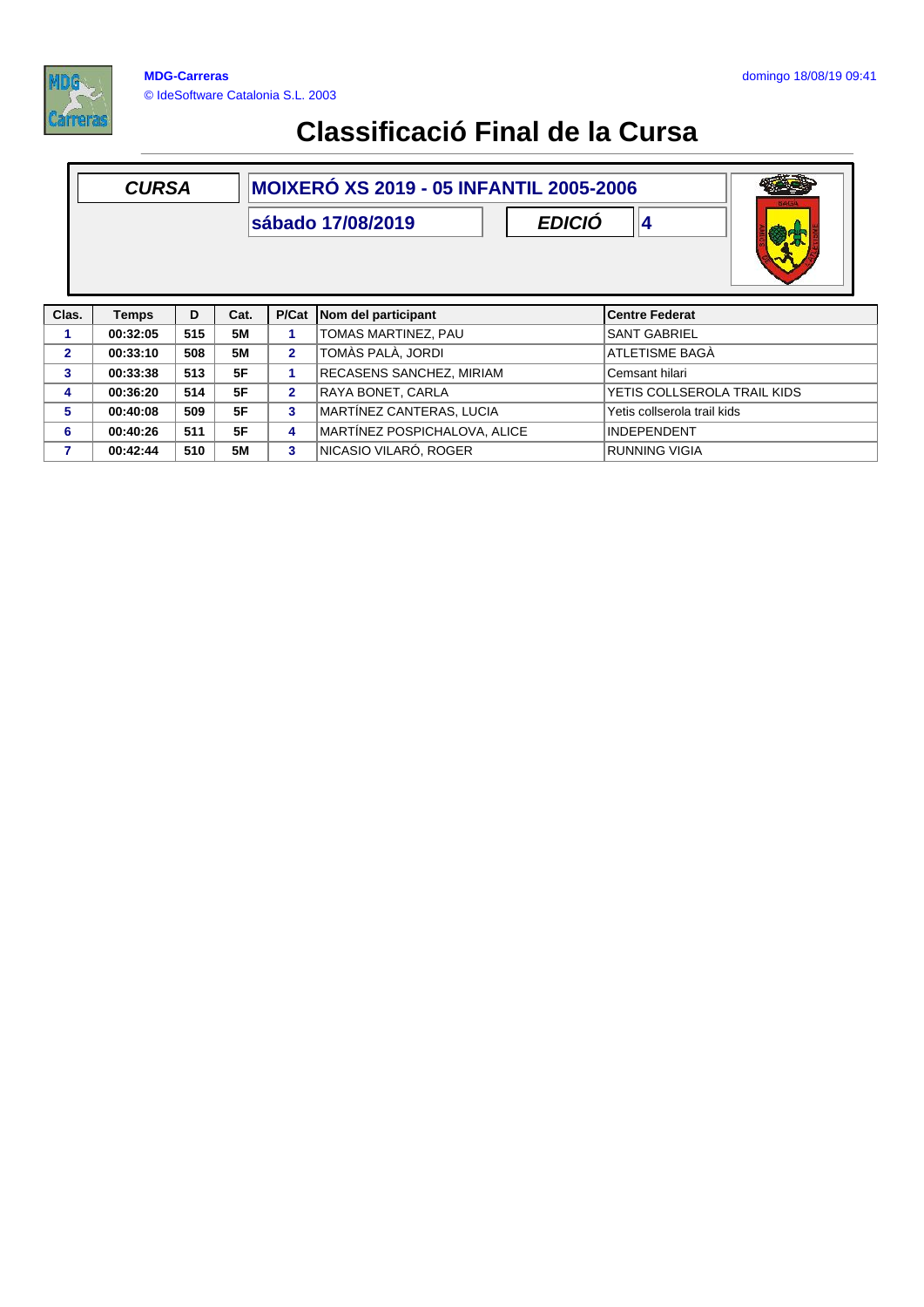# Classificació Final de la Cursa

| **CURSA** | **MOIXERÓ XS 2019 - 05 INFANTIL 2005-2006** |
|---|---|
| | **sábado 17/08/2019** |
| **EDICIÓ** | **4** |

| Clas. | Temps | D | Cat. | P/Cat | Nom del participant | Centre Federat |
|---|---|---|---|---|---|---|
| 1 | 00:32:05 | 515 | 5M | 1 | TOMAS MARTINEZ, PAU | SANT GABRIEL |
| 2 | 00:33:10 | 508 | 5M | 2 | TOMÀS PALÀ, JORDI | ATLETISME BAGÀ |
| 3 | 00:33:38 | 513 | 5F | 1 | RECASENS SANCHEZ, MIRIAM | Cemsant hilari |
| 4 | 00:36:20 | 514 | 5F | 2 | RAYA BONET, CARLA | YETIS COLLSEROLA TRAIL KIDS |
| 5 | 00:40:08 | 509 | 5F | 3 | MARTÍNEZ CANTERAS, LUCIA | Yetis collserola trail kids |
| 6 | 00:40:26 | 511 | 5F | 4 | MARTÍNEZ POSPICHALOVA, ALICE | INDEPENDENT |
| 7 | 00:42:44 | 510 | 5M | 3 | NICASIO VILARÓ, ROGER | RUNNING VIGIA |